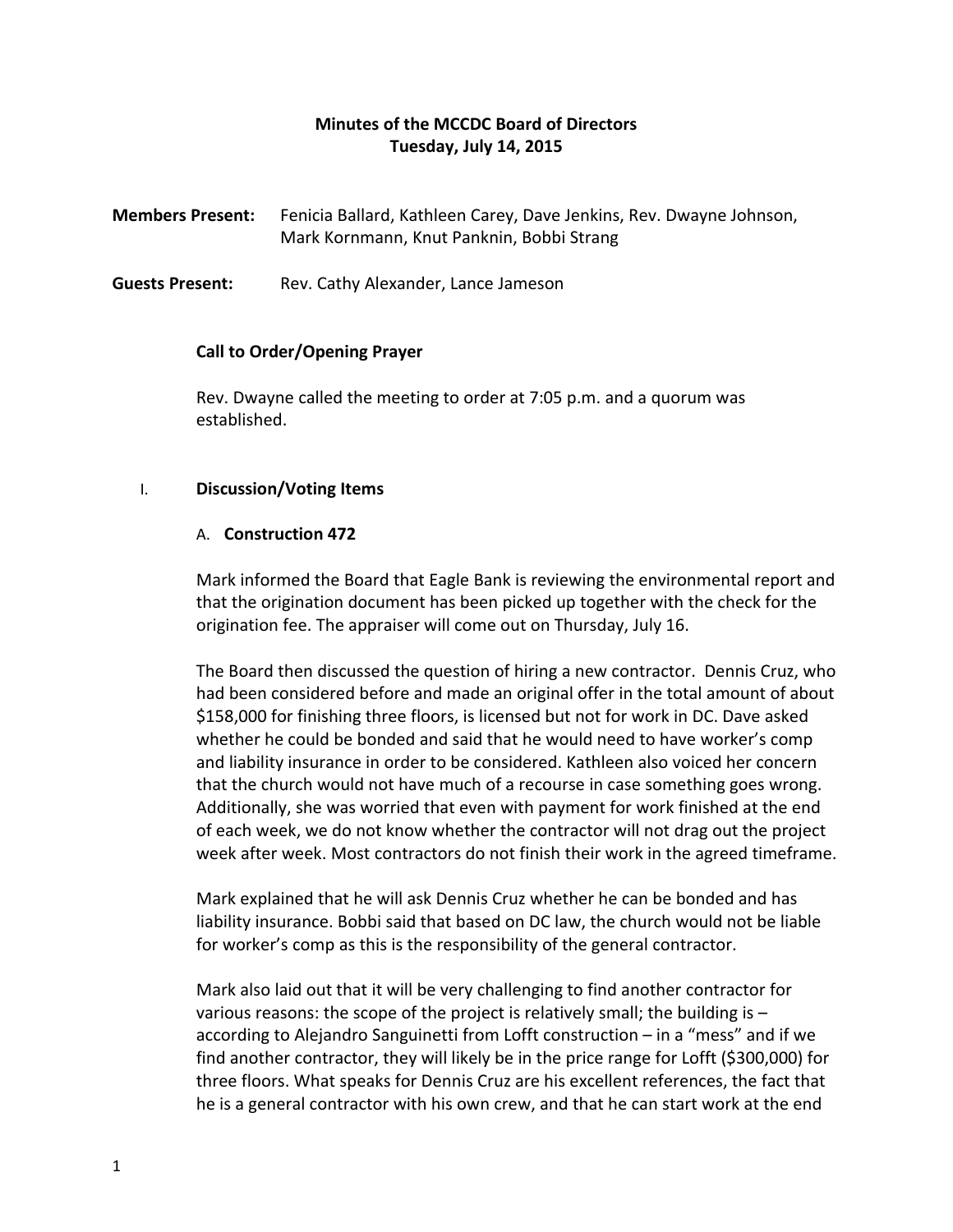# Minutes of the MCCDC Board of Directors
## Tuesday, July 14, 2015

**Members Present:** Fenicia Ballard, Kathleen Carey, Dave Jenkins, Rev. Dwayne Johnson, Mark Kornmann, Knut Panknin, Bobbi Strang

**Guests Present:** Rev. Cathy Alexander, Lance Jameson

### Call to Order/Opening Prayer

Rev. Dwayne called the meeting to order at 7:05 p.m. and a quorum was established.

## I. Discussion/Voting Items

### A. Construction 472

Mark informed the Board that Eagle Bank is reviewing the environmental report and that the origination document has been picked up together with the check for the origination fee. The appraiser will come out on Thursday, July 16.

The Board then discussed the question of hiring a new contractor. Dennis Cruz, who had been considered before and made an original offer in the total amount of about $158,000 for finishing three floors, is licensed but not for work in DC. Dave asked whether he could be bonded and said that he would need to have worker's comp and liability insurance in order to be considered. Kathleen also voiced her concern that the church would not have much of a recourse in case something goes wrong. Additionally, she was worried that even with payment for work finished at the end of each week, we do not know whether the contractor will not drag out the project week after week. Most contractors do not finish their work in the agreed timeframe.

Mark explained that he will ask Dennis Cruz whether he can be bonded and has liability insurance. Bobbi said that based on DC law, the church would not be liable for worker's comp as this is the responsibility of the general contractor.

Mark also laid out that it will be very challenging to find another contractor for various reasons: the scope of the project is relatively small; the building is – according to Alejandro Sanguinetti from Lofft construction – in a "mess" and if we find another contractor, they will likely be in the price range for Lofft ($300,000) for three floors. What speaks for Dennis Cruz are his excellent references, the fact that he is a general contractor with his own crew, and that he can start work at the end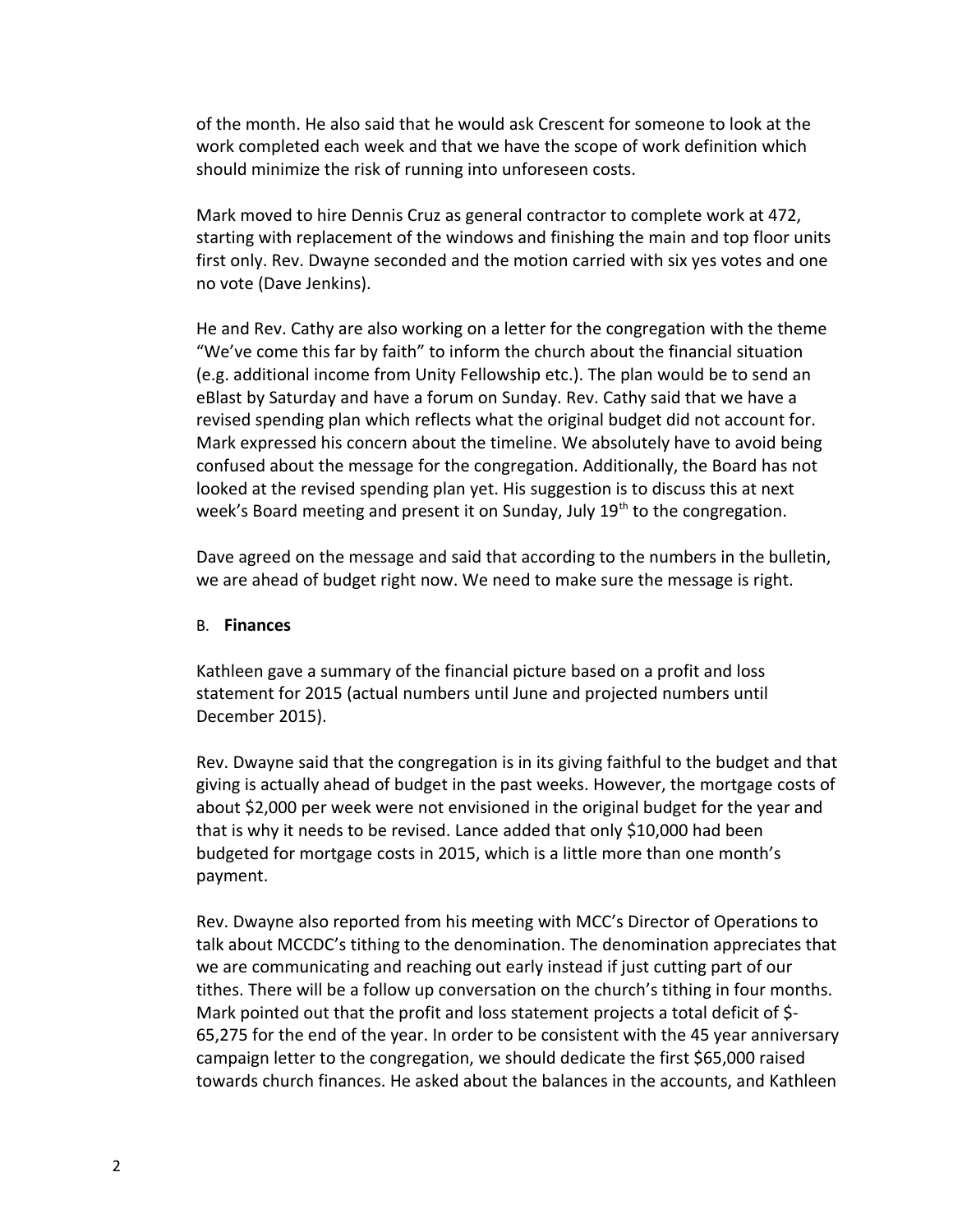of the month. He also said that he would ask Crescent for someone to look at the work completed each week and that we have the scope of work definition which should minimize the risk of running into unforeseen costs.

Mark moved to hire Dennis Cruz as general contractor to complete work at 472, starting with replacement of the windows and finishing the main and top floor units first only. Rev. Dwayne seconded and the motion carried with six yes votes and one no vote (Dave Jenkins).

He and Rev. Cathy are also working on a letter for the congregation with the theme "We've come this far by faith" to inform the church about the financial situation (e.g. additional income from Unity Fellowship etc.). The plan would be to send an eBlast by Saturday and have a forum on Sunday. Rev. Cathy said that we have a revised spending plan which reflects what the original budget did not account for. Mark expressed his concern about the timeline. We absolutely have to avoid being confused about the message for the congregation. Additionally, the Board has not looked at the revised spending plan yet. His suggestion is to discuss this at next week's Board meeting and present it on Sunday, July 19th to the congregation.

Dave agreed on the message and said that according to the numbers in the bulletin, we are ahead of budget right now. We need to make sure the message is right.

### B. **Finances**

Kathleen gave a summary of the financial picture based on a profit and loss statement for 2015 (actual numbers until June and projected numbers until December 2015).

Rev. Dwayne said that the congregation is in its giving faithful to the budget and that giving is actually ahead of budget in the past weeks. However, the mortgage costs of about $2,000 per week were not envisioned in the original budget for the year and that is why it needs to be revised. Lance added that only $10,000 had been budgeted for mortgage costs in 2015, which is a little more than one month's payment.

Rev. Dwayne also reported from his meeting with MCC's Director of Operations to talk about MCCDC's tithing to the denomination. The denomination appreciates that we are communicating and reaching out early instead if just cutting part of our tithes. There will be a follow up conversation on the church's tithing in four months. Mark pointed out that the profit and loss statement projects a total deficit of $-65,275 for the end of the year. In order to be consistent with the 45 year anniversary campaign letter to the congregation, we should dedicate the first $65,000 raised towards church finances. He asked about the balances in the accounts, and Kathleen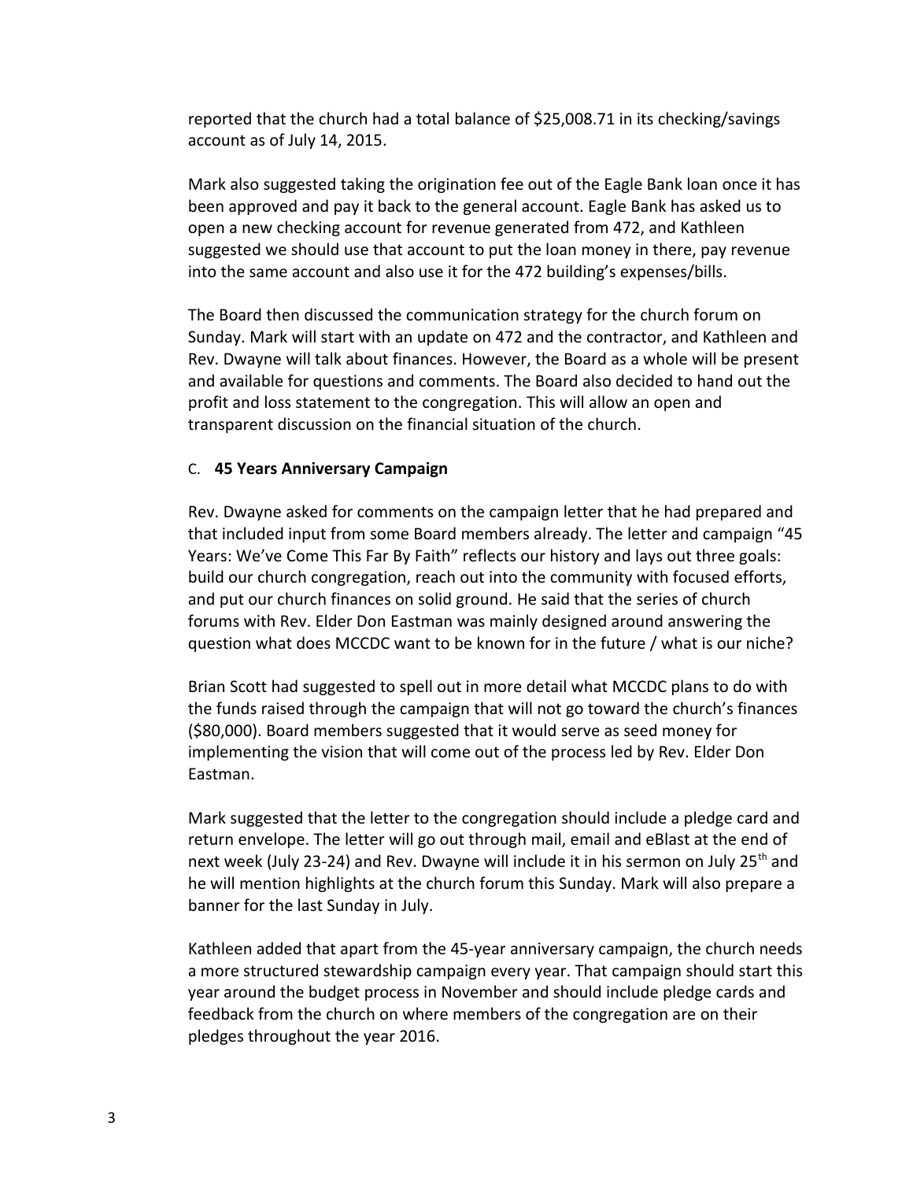reported that the church had a total balance of $25,008.71 in its checking/savings account as of July 14, 2015.

Mark also suggested taking the origination fee out of the Eagle Bank loan once it has been approved and pay it back to the general account. Eagle Bank has asked us to open a new checking account for revenue generated from 472, and Kathleen suggested we should use that account to put the loan money in there, pay revenue into the same account and also use it for the 472 building's expenses/bills.

The Board then discussed the communication strategy for the church forum on Sunday. Mark will start with an update on 472 and the contractor, and Kathleen and Rev. Dwayne will talk about finances. However, the Board as a whole will be present and available for questions and comments. The Board also decided to hand out the profit and loss statement to the congregation. This will allow an open and transparent discussion on the financial situation of the church.

C. **45 Years Anniversary Campaign**

Rev. Dwayne asked for comments on the campaign letter that he had prepared and that included input from some Board members already. The letter and campaign "45 Years: We've Come This Far By Faith" reflects our history and lays out three goals: build our church congregation, reach out into the community with focused efforts, and put our church finances on solid ground. He said that the series of church forums with Rev. Elder Don Eastman was mainly designed around answering the question what does MCCDC want to be known for in the future / what is our niche?

Brian Scott had suggested to spell out in more detail what MCCDC plans to do with the funds raised through the campaign that will not go toward the church's finances ($80,000). Board members suggested that it would serve as seed money for implementing the vision that will come out of the process led by Rev. Elder Don Eastman.

Mark suggested that the letter to the congregation should include a pledge card and return envelope. The letter will go out through mail, email and eBlast at the end of next week (July 23-24) and Rev. Dwayne will include it in his sermon on July 25th and he will mention highlights at the church forum this Sunday. Mark will also prepare a banner for the last Sunday in July.

Kathleen added that apart from the 45-year anniversary campaign, the church needs a more structured stewardship campaign every year. That campaign should start this year around the budget process in November and should include pledge cards and feedback from the church on where members of the congregation are on their pledges throughout the year 2016.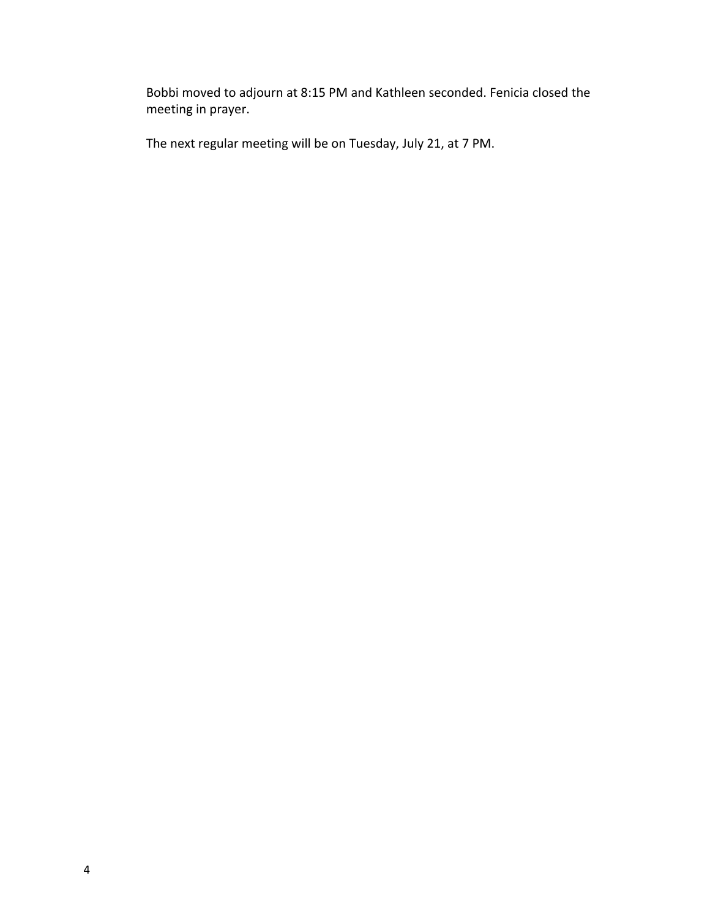Bobbi moved to adjourn at 8:15 PM and Kathleen seconded. Fenicia closed the meeting in prayer.

The next regular meeting will be on Tuesday, July 21, at 7 PM.